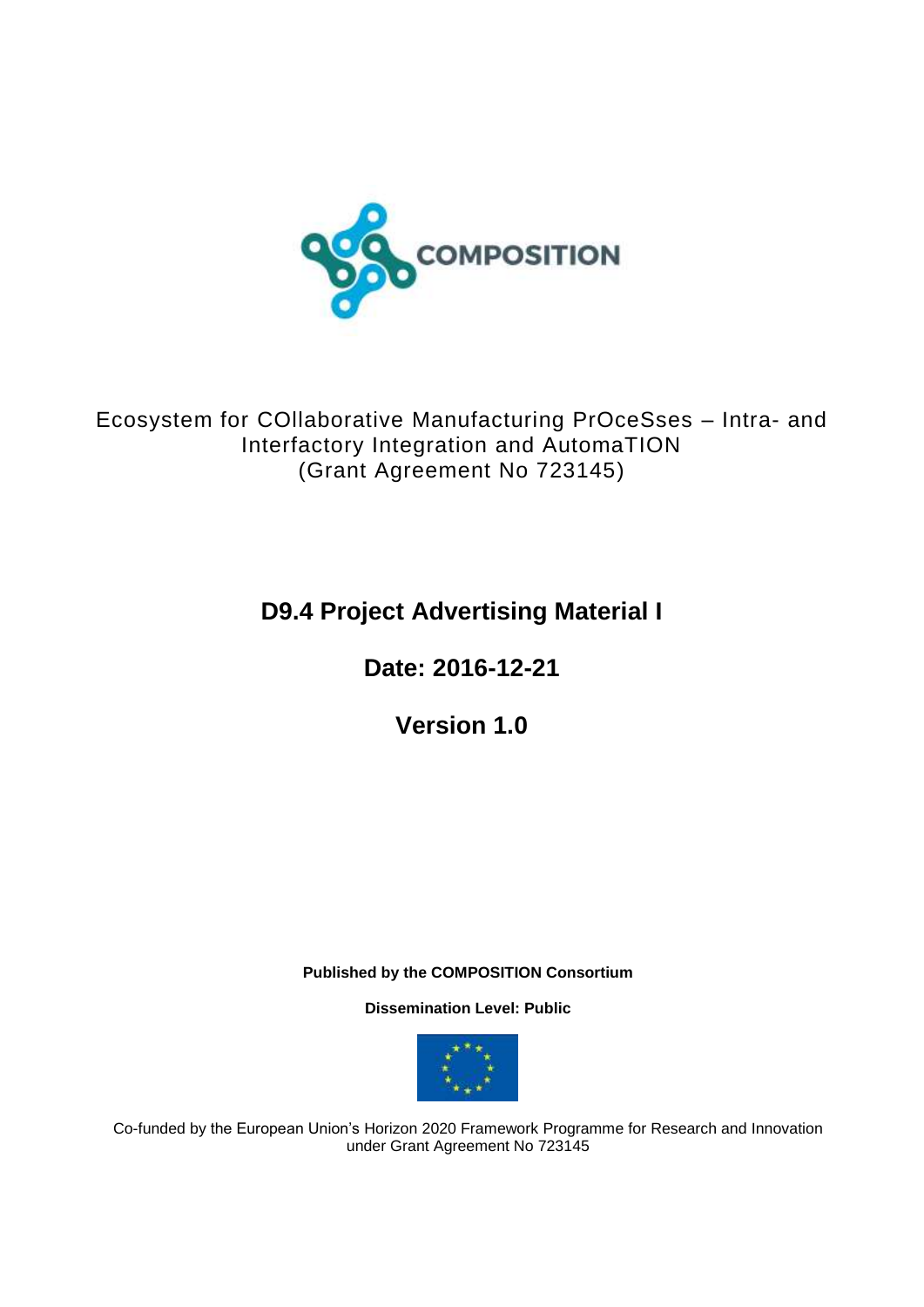COMPOSITION

Ecosystem for COllaborative Manufacturing PrOceSses – Intra- and Interfactory Integration and AutomaTION
(Grant Agreement No 723145)

# D9.4 Project Advertising Material I

## Date: 2016-12-21

## Version 1.0

**Published by the COMPOSITION Consortium**

**Dissemination Level: Public**

Co-funded by the European Union's Horizon 2020 Framework Programme for Research and Innovation under Grant Agreement No 723145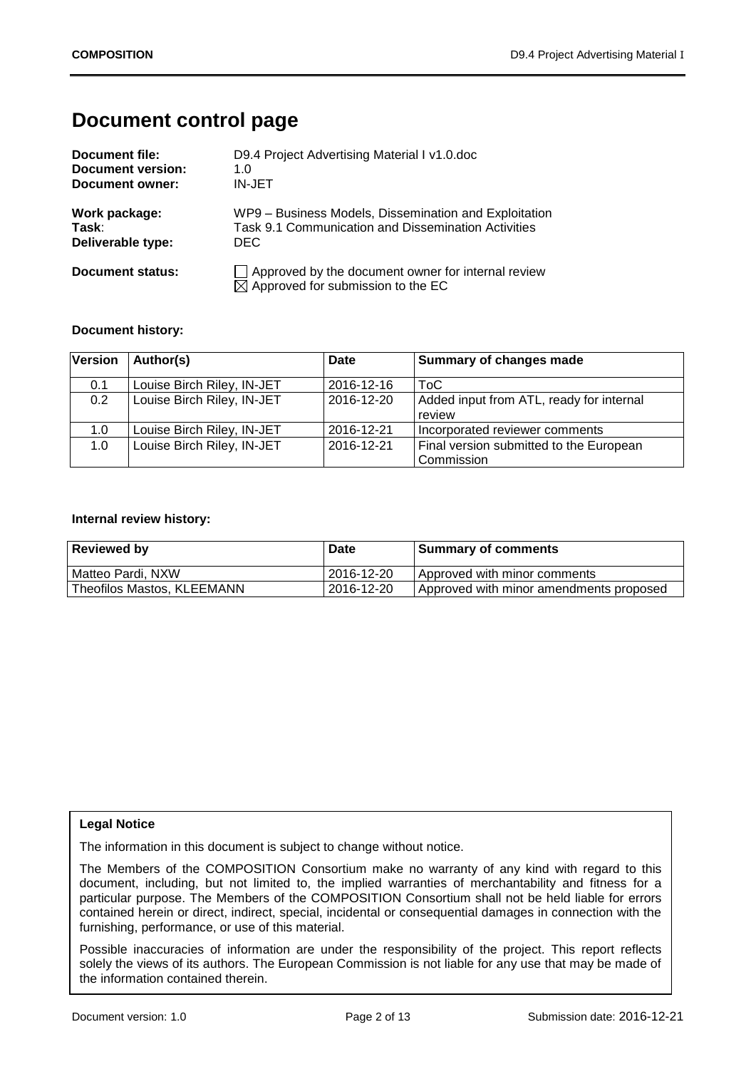# Document control page

**Document file:** D9.4 Project Advertising Material I v1.0.doc
**Document version:** 1.0
**Document owner:** IN-JET

**Work package:** WP9 – Business Models, Dissemination and Exploitation
**Task:** Task 9.1 Communication and Dissemination Activities
**Deliverable type:** DEC

**Document status:**
☐ Approved by the document owner for internal review
☒ Approved for submission to the EC

**Document history:**

| Version | Author(s) | Date | Summary of changes made |
|---|---|---|---|
| 0.1 | Louise Birch Riley, IN-JET | 2016-12-16 | ToC |
| 0.2 | Louise Birch Riley, IN-JET | 2016-12-20 | Added input from ATL, ready for internal review |
| 1.0 | Louise Birch Riley, IN-JET | 2016-12-21 | Incorporated reviewer comments |
| 1.0 | Louise Birch Riley, IN-JET | 2016-12-21 | Final version submitted to the European Commission |

**Internal review history:**

| Reviewed by | Date | Summary of comments |
|---|---|---|
| Matteo Pardi, NXW | 2016-12-20 | Approved with minor comments |
| Theofilos Mastos, KLEEMANN | 2016-12-20 | Approved with minor amendments proposed |

**Legal Notice**

The information in this document is subject to change without notice.

The Members of the COMPOSITION Consortium make no warranty of any kind with regard to this document, including, but not limited to, the implied warranties of merchantability and fitness for a particular purpose. The Members of the COMPOSITION Consortium shall not be held liable for errors contained herein or direct, indirect, special, incidental or consequential damages in connection with the furnishing, performance, or use of this material.

Possible inaccuracies of information are under the responsibility of the project. This report reflects solely the views of its authors. The European Commission is not liable for any use that may be made of the information contained therein.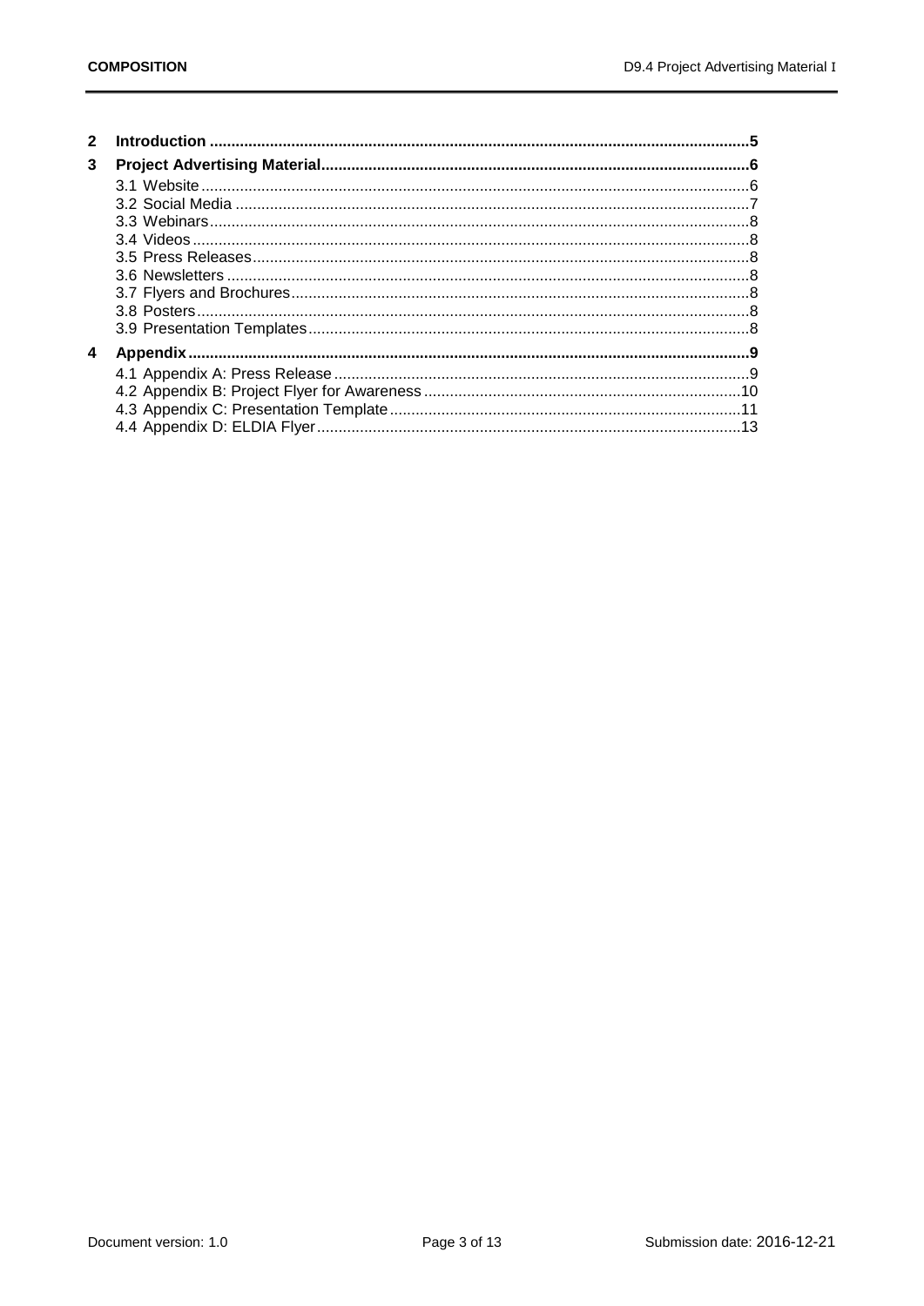2 Introduction ....5

3 Project Advertising Material ....6

- 3.1 Website ....6
- 3.2 Social Media ....7
- 3.3 Webinars ....8
- 3.4 Videos ....8
- 3.5 Press Releases ....8
- 3.6 Newsletters ....8
- 3.7 Flyers and Brochures ....8
- 3.8 Posters ....8
- 3.9 Presentation Templates ....8

4 Appendix ....9

- 4.1 Appendix A: Press Release ....9
- 4.2 Appendix B: Project Flyer for Awareness ....10
- 4.3 Appendix C: Presentation Template ....11
- 4.4 Appendix D: ELDIA Flyer ....13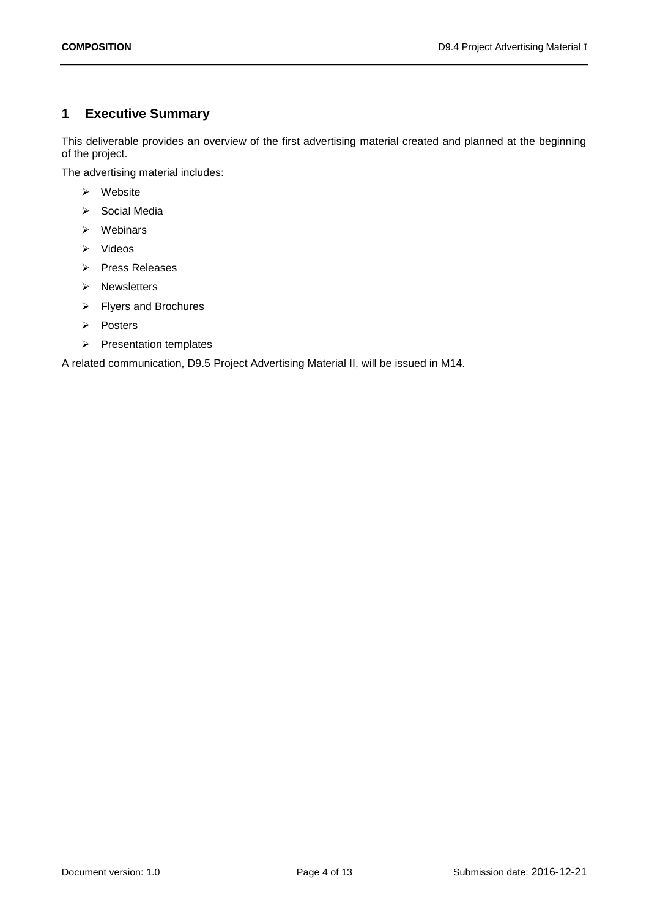# 1 Executive Summary

This deliverable provides an overview of the first advertising material created and planned at the beginning of the project.

The advertising material includes:

- Website
- Social Media
- Webinars
- Videos
- Press Releases
- Newsletters
- Flyers and Brochures
- Posters
- Presentation templates

A related communication, D9.5 Project Advertising Material II, will be issued in M14.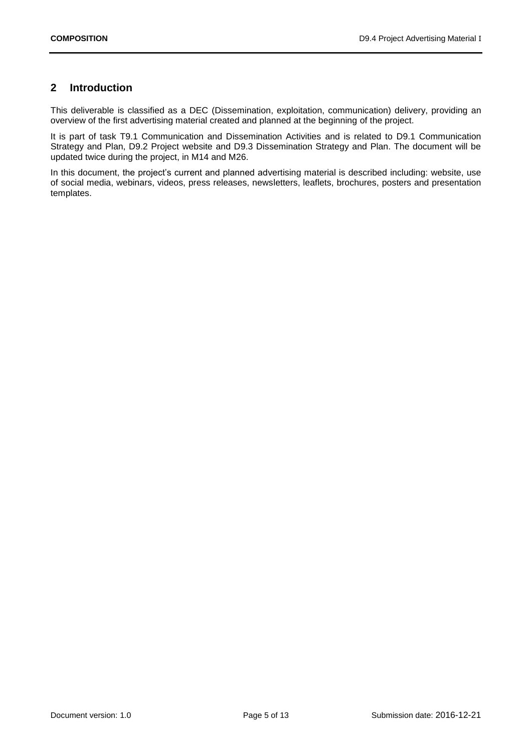## 2 Introduction

This deliverable is classified as a DEC (Dissemination, exploitation, communication) delivery, providing an overview of the first advertising material created and planned at the beginning of the project.

It is part of task T9.1 Communication and Dissemination Activities and is related to D9.1 Communication Strategy and Plan, D9.2 Project website and D9.3 Dissemination Strategy and Plan. The document will be updated twice during the project, in M14 and M26.

In this document, the project's current and planned advertising material is described including: website, use of social media, webinars, videos, press releases, newsletters, leaflets, brochures, posters and presentation templates.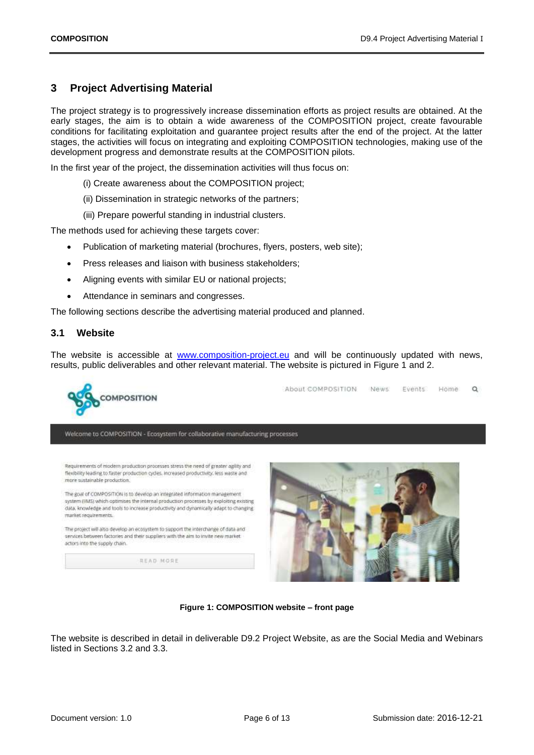# 3 Project Advertising Material

The project strategy is to progressively increase dissemination efforts as project results are obtained. At the early stages, the aim is to obtain a wide awareness of the COMPOSITION project, create favourable conditions for facilitating exploitation and guarantee project results after the end of the project. At the latter stages, the activities will focus on integrating and exploiting COMPOSITION technologies, making use of the development progress and demonstrate results at the COMPOSITION pilots.

In the first year of the project, the dissemination activities will thus focus on:

(i) Create awareness about the COMPOSITION project;

(ii) Dissemination in strategic networks of the partners;

(iii) Prepare powerful standing in industrial clusters.

The methods used for achieving these targets cover:

- Publication of marketing material (brochures, flyers, posters, web site);
- Press releases and liaison with business stakeholders;
- Aligning events with similar EU or national projects;
- Attendance in seminars and congresses.

The following sections describe the advertising material produced and planned.

## 3.1 Website

The website is accessible at www.composition-project.eu and will be continuously updated with news, results, public deliverables and other relevant material. The website is pictured in Figure 1 and 2.

**Figure 1: COMPOSITION website – front page**

The website is described in detail in deliverable D9.2 Project Website, as are the Social Media and Webinars listed in Sections 3.2 and 3.3.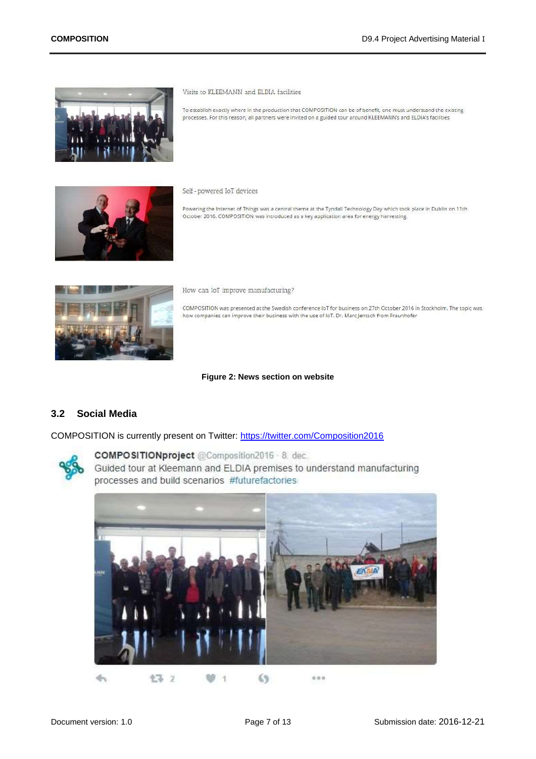Visits to KLEEMANN and ELDIA facilities

To establish exactly where in the production that COMPOSITION can be of benefit, one must understand the existing processes. For this reason, all partners were invited on a guided tour around KLEEMANN's and ELDIA's facilities

Self - powered IoT devices

Powering the Internet of Things was a central theme at the Tyndall Technology Day which took place in Dublin on 11th October 2016. COMPOSITION was introduced as a key application area for energy harvesting.

How can IoT improve manufacturing?

COMPOSITION was presented at the Swedish conference IoT for business on 27th October 2016 in Stockholm. The topic was how companies can improve their business with the use of IoT. Dr. Marc Jentsch from Fraunhofer

**Figure 2: News section on website**

## 3.2 Social Media

COMPOSITION is currently present on Twitter: https://twitter.com/Composition2016

**COMPOSITIONproject** @Composition2016 · 8. dec.
Guided tour at Kleemann and ELDIA premises to understand manufacturing processes and build scenarios #futurefactories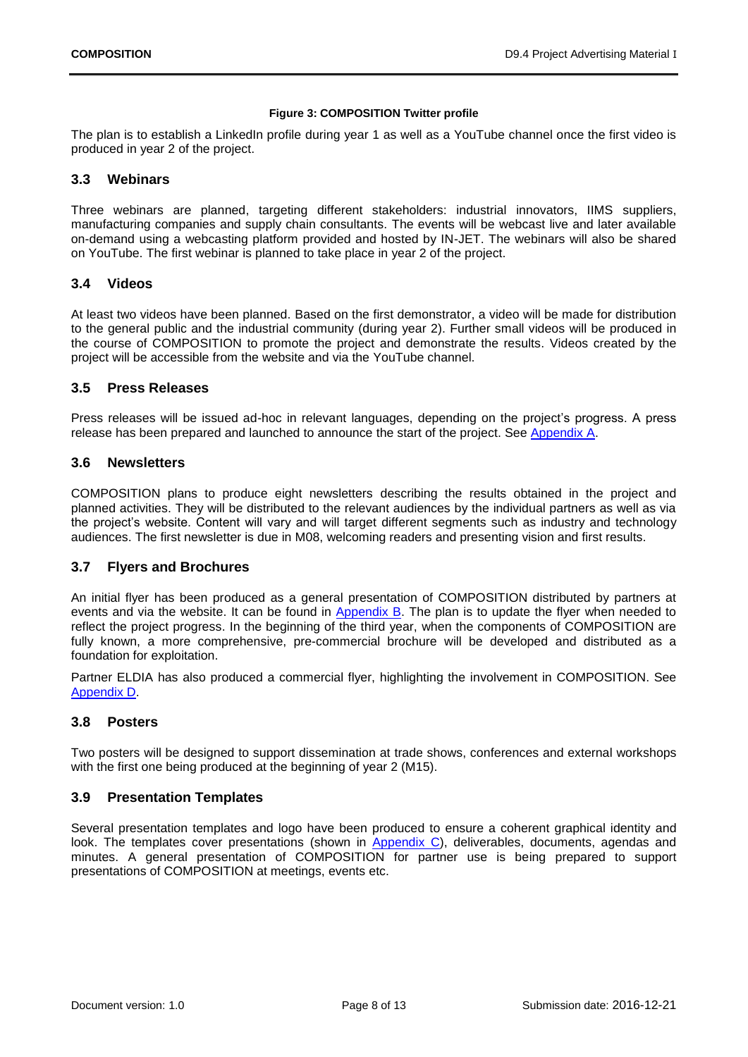**Figure 3: COMPOSITION Twitter profile**

The plan is to establish a LinkedIn profile during year 1 as well as a YouTube channel once the first video is produced in year 2 of the project.

## 3.3 Webinars

Three webinars are planned, targeting different stakeholders: industrial innovators, IIMS suppliers, manufacturing companies and supply chain consultants. The events will be webcast live and later available on-demand using a webcasting platform provided and hosted by IN-JET. The webinars will also be shared on YouTube. The first webinar is planned to take place in year 2 of the project.

## 3.4 Videos

At least two videos have been planned. Based on the first demonstrator, a video will be made for distribution to the general public and the industrial community (during year 2). Further small videos will be produced in the course of COMPOSITION to promote the project and demonstrate the results. Videos created by the project will be accessible from the website and via the YouTube channel.

## 3.5 Press Releases

Press releases will be issued ad-hoc in relevant languages, depending on the project's progress. A press release has been prepared and launched to announce the start of the project. See Appendix A.

## 3.6 Newsletters

COMPOSITION plans to produce eight newsletters describing the results obtained in the project and planned activities. They will be distributed to the relevant audiences by the individual partners as well as via the project's website. Content will vary and will target different segments such as industry and technology audiences. The first newsletter is due in M08, welcoming readers and presenting vision and first results.

## 3.7 Flyers and Brochures

An initial flyer has been produced as a general presentation of COMPOSITION distributed by partners at events and via the website. It can be found in Appendix B. The plan is to update the flyer when needed to reflect the project progress. In the beginning of the third year, when the components of COMPOSITION are fully known, a more comprehensive, pre-commercial brochure will be developed and distributed as a foundation for exploitation.

Partner ELDIA has also produced a commercial flyer, highlighting the involvement in COMPOSITION. See Appendix D.

## 3.8 Posters

Two posters will be designed to support dissemination at trade shows, conferences and external workshops with the first one being produced at the beginning of year 2 (M15).

## 3.9 Presentation Templates

Several presentation templates and logo have been produced to ensure a coherent graphical identity and look. The templates cover presentations (shown in Appendix C), deliverables, documents, agendas and minutes. A general presentation of COMPOSITION for partner use is being prepared to support presentations of COMPOSITION at meetings, events etc.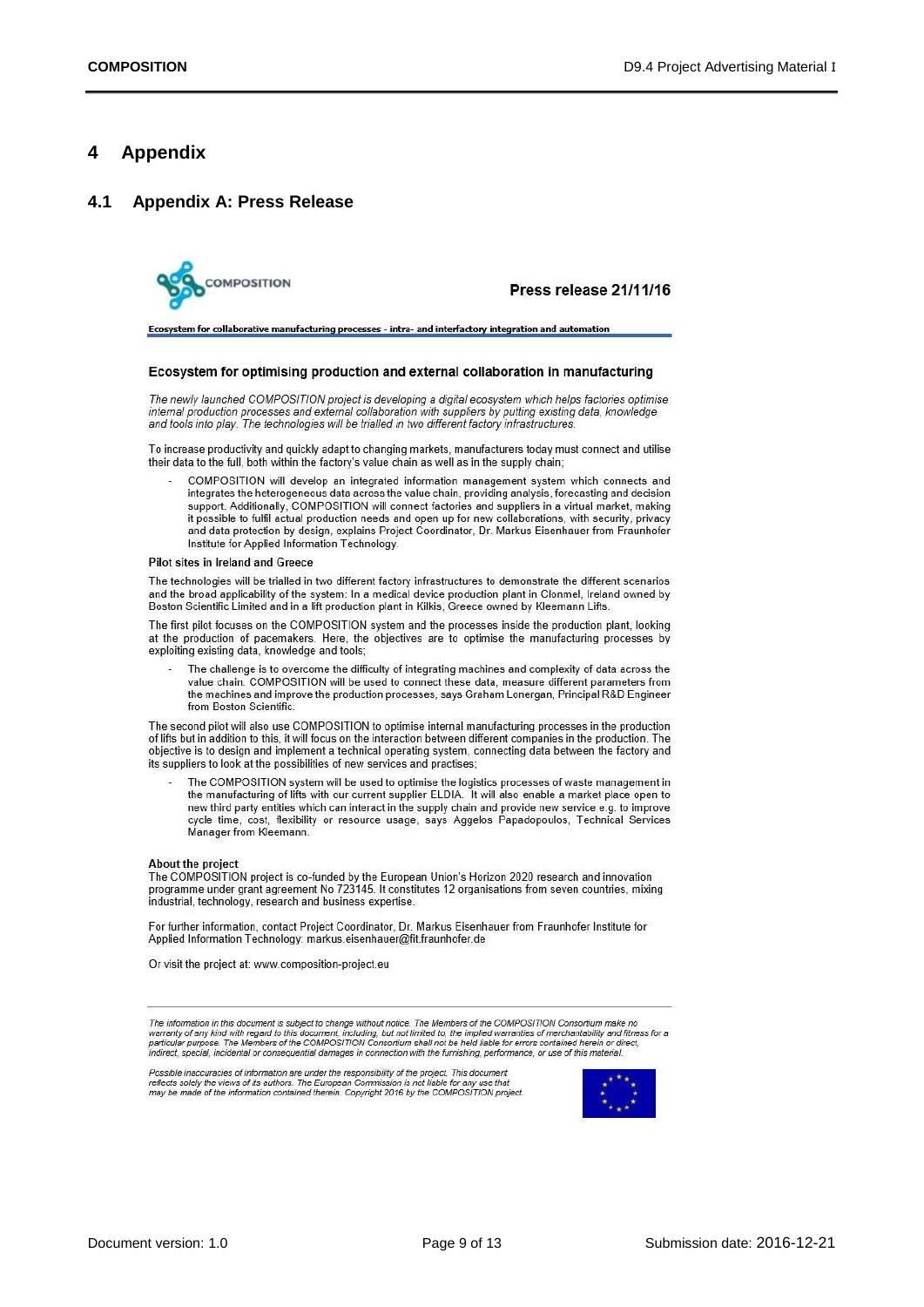# 4 Appendix

## 4.1 Appendix A: Press Release

COMPOSITION

**Press release 21/11/16**

**Ecosystem for collaborative manufacturing processes - intra- and interfactory integration and automation**

### Ecosystem for optimising production and external collaboration in manufacturing

*The newly launched COMPOSITION project is developing a digital ecosystem which helps factories optimise internal production processes and external collaboration with suppliers by putting existing data, knowledge and tools into play. The technologies will be trialled in two different factory infrastructures.*

To increase productivity and quickly adapt to changing markets, manufacturers today must connect and utilise their data to the full, both within the factory's value chain as well as in the supply chain;

- COMPOSITION will develop an integrated information management system which connects and integrates the heterogeneous data across the value chain, providing analysis, forecasting and decision support. Additionally, COMPOSITION will connect factories and suppliers in a virtual market, making it possible to fulfil actual production needs and open up for new collaborations, with security, privacy and data protection by design, explains Project Coordinator, Dr. Markus Eisenhauer from Fraunhofer Institute for Applied Information Technology.

**Pilot sites in Ireland and Greece**

The technologies will be trialled in two different factory infrastructures to demonstrate the different scenarios and the broad applicability of the system: In a medical device production plant in Clonmel, Ireland owned by Boston Scientific Limited and in a lift production plant in Kilkis, Greece owned by Kleemann Lifts.

The first pilot focuses on the COMPOSITION system and the processes inside the production plant, looking at the production of pacemakers. Here, the objectives are to optimise the manufacturing processes by exploiting existing data, knowledge and tools;

- The challenge is to overcome the difficulty of integrating machines and complexity of data across the value chain. COMPOSITION will be used to connect these data, measure different parameters from the machines and improve the production processes, says Graham Lonergan, Principal R&D Engineer from Boston Scientific.

The second pilot will also use COMPOSITION to optimise internal manufacturing processes in the production of lifts but in addition to this, it will focus on the interaction between different companies in the production. The objective is to design and implement a technical operating system, connecting data between the factory and its suppliers to look at the possibilities of new services and practises;

- The COMPOSITION system will be used to optimise the logistics processes of waste management in the manufacturing of lifts with our current supplier ELDIA. It will also enable a market place open to new third party entities which can interact in the supply chain and provide new service e.g. to improve cycle time, cost, flexibility or resource usage, says Aggelos Papadopoulos, Technical Services Manager from Kleemann.

**About the project**
The COMPOSITION project is co-funded by the European Union's Horizon 2020 research and innovation programme under grant agreement No 723145. It constitutes 12 organisations from seven countries, mixing industrial, technology, research and business expertise.

For further information, contact Project Coordinator, Dr. Markus Eisenhauer from Fraunhofer Institute for Applied Information Technology: markus.eisenhauer@fit.fraunhofer.de

Or visit the project at: www.composition-project.eu

---

*The information in this document is subject to change without notice. The Members of the COMPOSITION Consortium make no warranty of any kind with regard to this document, including, but not limited to, the implied warranties of merchantability and fitness for a particular purpose. The Members of the COMPOSITION Consortium shall not be held liable for errors contained herein or direct, indirect, special, incidental or consequential damages in connection with the furnishing, performance, or use of this material.*

*Possible inaccuracies of information are under the responsibility of the project. This document reflects solely the views of its authors. The European Commission is not liable for any use that may be made of the information contained therein. Copyright 2016 by the COMPOSITION project.*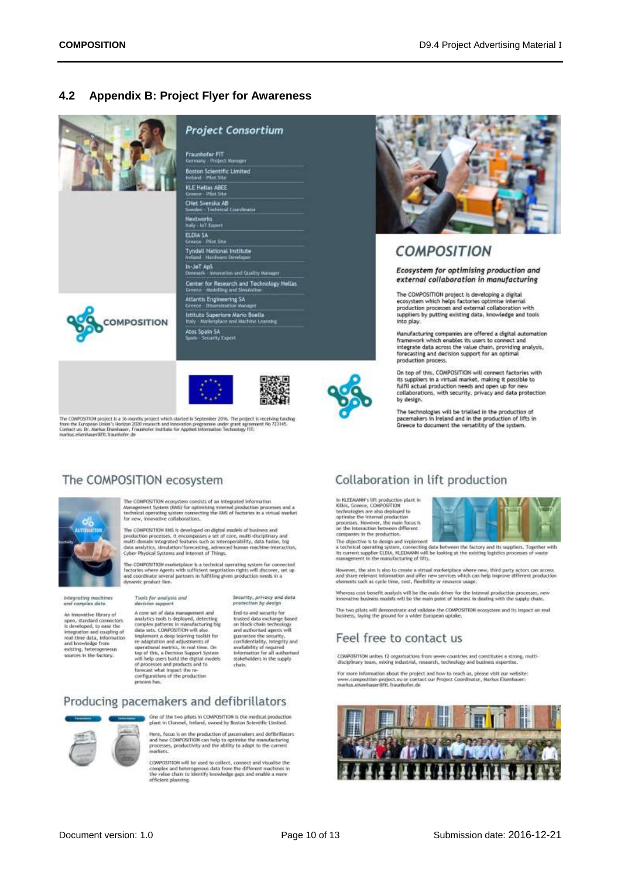## 4.2 Appendix B: Project Flyer for Awareness

### Project Consortium

- **Fraunhofer FIT** — Germany - Project Manager
- **Boston Scientific Limited** — Ireland - Pilot Site
- **KLE Hellas ABEE** — Greece - Pilot Site
- **CNet Svenska AB** — Sweden - Technical Coordinator
- **Nextworks** — Italy - IoT Expert
- **ELDIA SA** — Greece - Pilot Site
- **Tyndall National Institute** — Ireland - Hardware Developer
- **In-JeT ApS** — Denmark - Innovation and Quality Manager
- **Center for Research and Technology Hellas** — Greece - Modelling and Simulation
- **Atlantis Engineering SA** — Greece - Dissemination Manager
- **Istituto Superiore Mario Boella** — Italy - Marketplace and Machine Learning
- **Atos Spain SA** — Spain - Security Expert

The COMPOSITION project is a 36-months project which started in September 2016. The project is receiving funding from the European Union's Horizon 2020 research and innovation programme under grant agreement No 723145. Contact us: Dr. Markus Eisenhauer, Fraunhofer Institute for Applied Information Technology FIT: markus.eisenhauer@fit.fraunhofer.de

### COMPOSITION

*Ecosystem for optimising production and external collaboration in manufacturing*

The COMPOSITION project is developing a digital ecosystem which helps factories optimise internal production processes and external collaboration with suppliers by putting existing data, knowledge and tools into play.

Manufacturing companies are offered a digital automation framework which enables its users to connect and integrate data across the value chain, providing analysis, forecasting and decision support for an optimal production process.

On top of this, COMPOSITION will connect factories with its suppliers in a virtual market, making it possible to fulfil actual production needs and open up for new collaborations, with security, privacy and data protection by design.

The technologies will be trialled in the production of pacemakers in Ireland and in the production of lifts in Greece to document the versatility of the system.

### The COMPOSITION ecosystem

The COMPOSITION ecosystem consists of an integrated Information Management System (IIMS) for optimising internal production processes and a technical operating system connecting the IIMS of factories in a virtual market for new, innovative collaborations.

The COMPOSITION IIMS is developed on digital models of business and production processes. It encompasses a set of core, multi-disciplinary and multi-domain integrated features such as interoperability, data fusion, big data analytics, simulation/forecasting, advanced human-machine-interaction, Cyber Physical Systems and Internet of Things.

The COMPOSITION marketplace is a technical operating system for connected factories where Agents with sufficient negotiation rights will discover, set up and coordinate several partners in fulfilling given production needs in a dynamic product line.

*Integrating machines and complex data*

An innovative library of open, standard connectors is developed, to ease the integration and coupling of real-time data, information and knowledge from existing, heterogeneous sources in the factory.

*Tools for analysis and decision support*

A core set of data management and analytics tools is deployed, detecting complex patterns in manufacturing big data sets. COMPOSITION will also implement a deep learning toolkit for re-adaptation and adjustments of operational metrics, in real time. On top of this, a Decision Support System will help users build the digital models of processes and products and to forecast what impact the re-configurations of the production process has.

*Security, privacy and data protection by design*

End-to-end security for trusted data exchange based on block-chain technology and authorised agents will guarantee the security, confidentiality, integrity and availability of required information for all authorised stakeholders in the supply chain.

### Producing pacemakers and defibrillators

One of the two pilots in COMPOSITION is the medical production plant in Clonmel, Ireland, owned by Boston Scientific Limited.

Here, focus is on the production of pacemakers and defibrillators and how COMPOSITION can help to optimise the manufacturing processes, productivity and the ability to adapt to the current markets.

COMPOSITION will be used to collect, connect and visualise the complex and heterogeneous data from the different machines in the value chain to identify knowledge gaps and enable a more efficient planning.

### Collaboration in lift production

In KLEEMANN's lift production plant in Kilkis, Greece, COMPOSITION technologies are also deployed to optimise the internal production processes. However, the main focus is on the interaction between different companies in the production.

The objective is to design and implement a technical operating system, connecting data between the factory and its suppliers. Together with its current supplier ELDIA, KLEEMANN will be looking at the existing logistics processes of waste management in the manufacturing of lifts.

However, the aim is also to create a virtual marketplace where new, third party actors can access and share relevant information and offer new services which can help improve different production elements such as cycle time, cost, flexibility or resource usage.

Whereas cost-benefit analysis will be the main driver for the internal production processes, new innovative business models will be the main point of interest in dealing with the supply chain.

The two pilots will demonstrate and validate the COMPOSITION ecosystem and its impact on real business, laying the ground for a wider European uptake.

### Feel free to contact us

COMPOSITION unites 12 organisations from seven countries and constitutes a strong, multi-disciplinary team, mixing industrial, research, technology and business expertise.

For more information about the project and how to reach us, please visit our website: www.composition-project.eu or contact our Project Coordinator, Markus Eisenhauer: markus.eisenhauer@fit.fraunhofer.de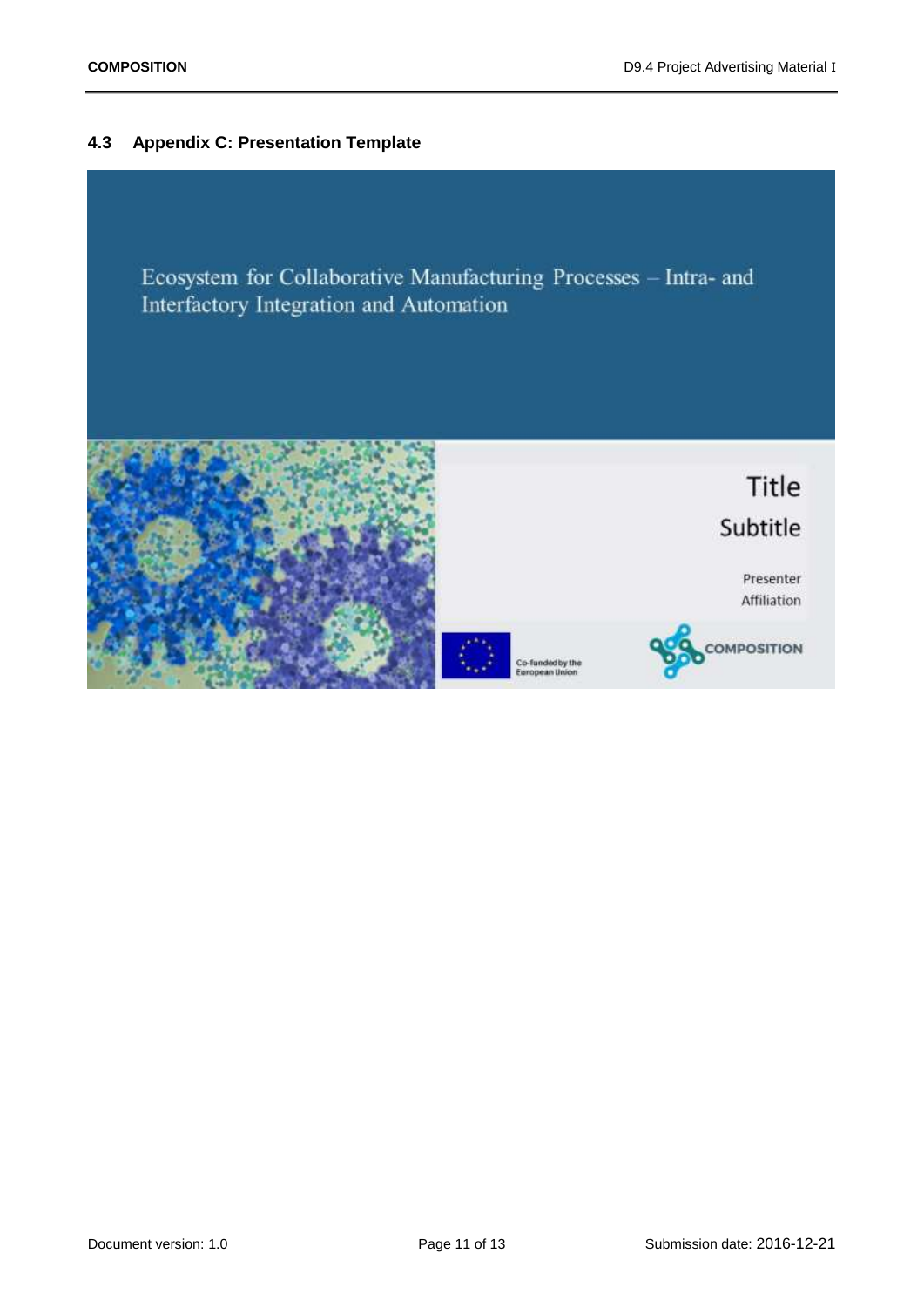## 4.3 Appendix C: Presentation Template

Ecosystem for Collaborative Manufacturing Processes – Intra- and Interfactory Integration and Automation

Title

Subtitle

Presenter

Affiliation

Co-funded by the European Union

COMPOSITION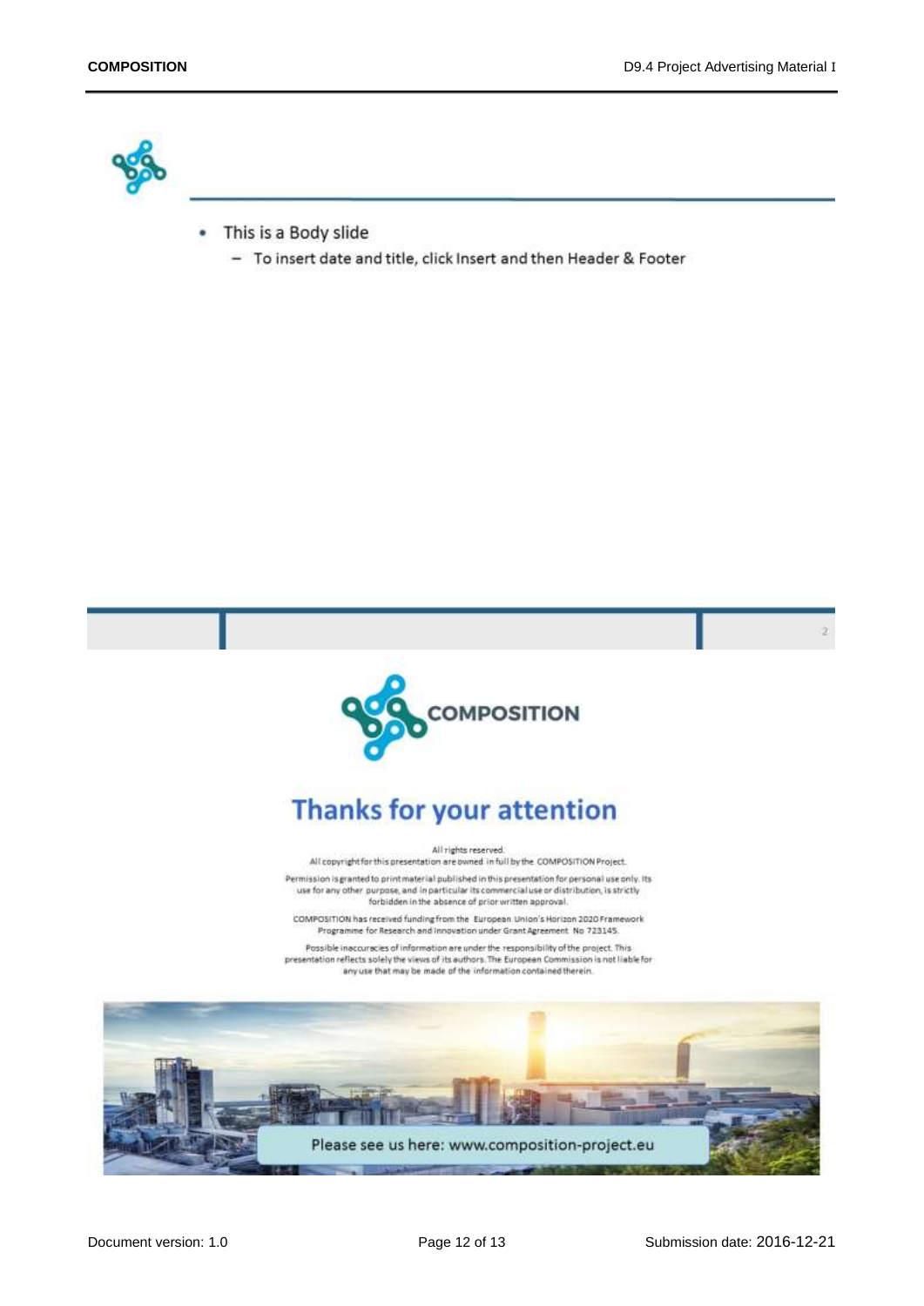- This is a Body slide
  - To insert date and title, click Insert and then Header & Footer

2

COMPOSITION

# Thanks for your attention

All rights reserved.
All copyright for this presentation are owned in full by the COMPOSITION Project.

Permission is granted to print material published in this presentation for personal use only. Its use for any other purpose, and in particular its commercial use or distribution, is strictly forbidden in the absence of prior written approval.

COMPOSITION has received funding from the European Union's Horizon 2020 Framework Programme for Research and Innovation under Grant Agreement No 723145.

Possible inaccuracies of information are under the responsibility of the project. This presentation reflects solely the views of its authors. The European Commission is not liable for any use that may be made of the information contained therein.

Please see us here: www.composition-project.eu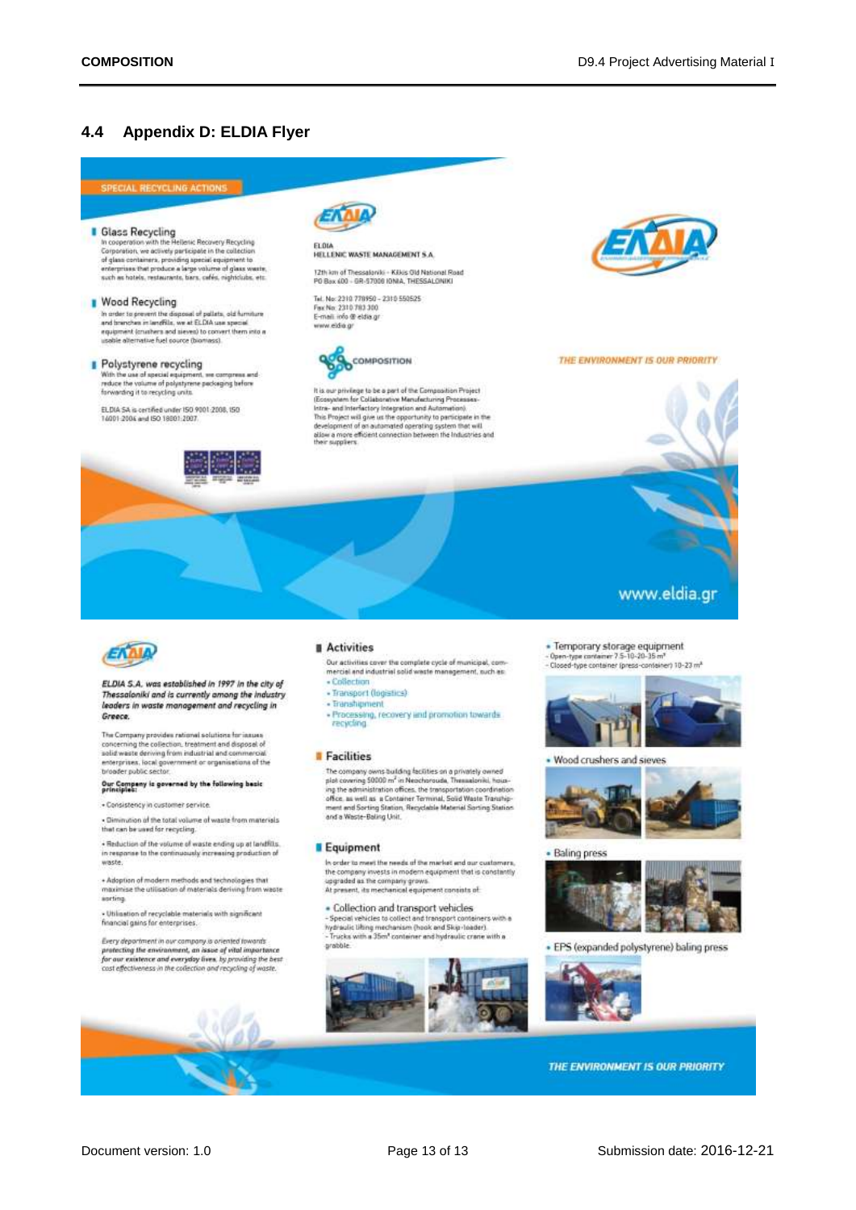## 4.4 Appendix D: ELDIA Flyer

SPECIAL RECYCLING ACTIONS

**Glass Recycling**

In cooperation with the Hellenic Recovery Recycling Corporation, we actively participate in the collection of glass containers, providing special equipment to enterprises that produce a large volume of glass waste, such as hotels, restaurants, bars, cafés, nightclubs, etc.

**Wood Recycling**

In order to prevent the disposal of pallets, old furniture and branches in landfills, we at ELDIA use special equipment (crushers and sieves) to convert them into a usable alternative fuel source (biomass).

**Polystyrene recycling**

With the use of special equipment, we compress and reduce the volume of polystyrene packaging before forwarding it to recycling units.

ELDIA SA is certified under ISO 9001:2008, ISO 14001:2004 and ISO 18001:2007.

ELDIA
HELLENIC WASTE MANAGEMENT S.A.

12th km of Thessaloniki - Kilkis Old National Road
PO Box 600 - GR-57008 IONIA, THESSALONIKI

Tel. No: 2310 778950 - 2310 550525
Fax No: 2310 783 300
E-mail: info@eldia.gr
www.eldia.gr

COMPOSITION

It is our privilege to be a part of the Composition Project (Ecosystem for Collaborative Manufacturing Processes-Intra- and Interfactory Integration and Automation). This Project will give us the opportunity to participate in the development of an automated operating system that will allow a more efficient connection between the Industries and their suppliers.

THE ENVIRONMENT IS OUR PRIORITY

www.eldia.gr

*ELDIA S.A. was established in 1997 in the city of Thessaloniki and is currently among the industry leaders in waste management and recycling in Greece.*

The Company provides rational solutions for issues concerning the collection, treatment and disposal of solid waste deriving from industrial and commercial enterprises, local government or organisations of the broader public sector.

**Our Company is governed by the following basic principles:**

- Consistency in customer service.
- Diminution of the total volume of waste from materials that can be used for recycling.
- Reduction of the volume of waste ending up at landfills, in response to the continuously increasing production of waste.
- Adoption of modern methods and technologies that maximise the utilisation of materials deriving from waste sorting.
- Utilisation of recyclable materials with significant financial gains for enterprises.

*Every department in our company is oriented towards protecting the environment, an issue of vital importance for our existence and everyday lives, by providing the best cost effectiveness in the collection and recycling of waste.*

**Activities**

Our activities cover the complete cycle of municipal, commercial and industrial solid waste management, such as:

- Collection
- Transport (logistics)
- Transhipment
- Processing, recovery and promotion towards recycling

**Facilities**

The company owns building facilities on a privately owned plot covering 50000 m² in Neochorouda, Thessaloniki, housing the administration offices, the transportation coordination office, as well as a Container Terminal, Solid Waste Transhipment and Sorting Station, Recyclable Material Sorting Station and a Waste-Baling Unit.

**Equipment**

In order to meet the needs of the market and our customers, the company invests in modern equipment that is constantly upgraded as the company grows.
At present, its mechanical equipment consists of:

- Collection and transport vehicles
  - Special vehicles to collect and transport containers with a hydraulic lifting mechanism (hook and Skip-loader).
  - Trucks with a 35m³ container and hydraulic crane with a grabble.
- Temporary storage equipment
  - Open-type container 7.5-10-20-35 m³
  - Closed-type container (press-container) 10-23 m³
- Wood crushers and sieves
- Baling press
- EPS (expanded polystyrene) baling press

THE ENVIRONMENT IS OUR PRIORITY